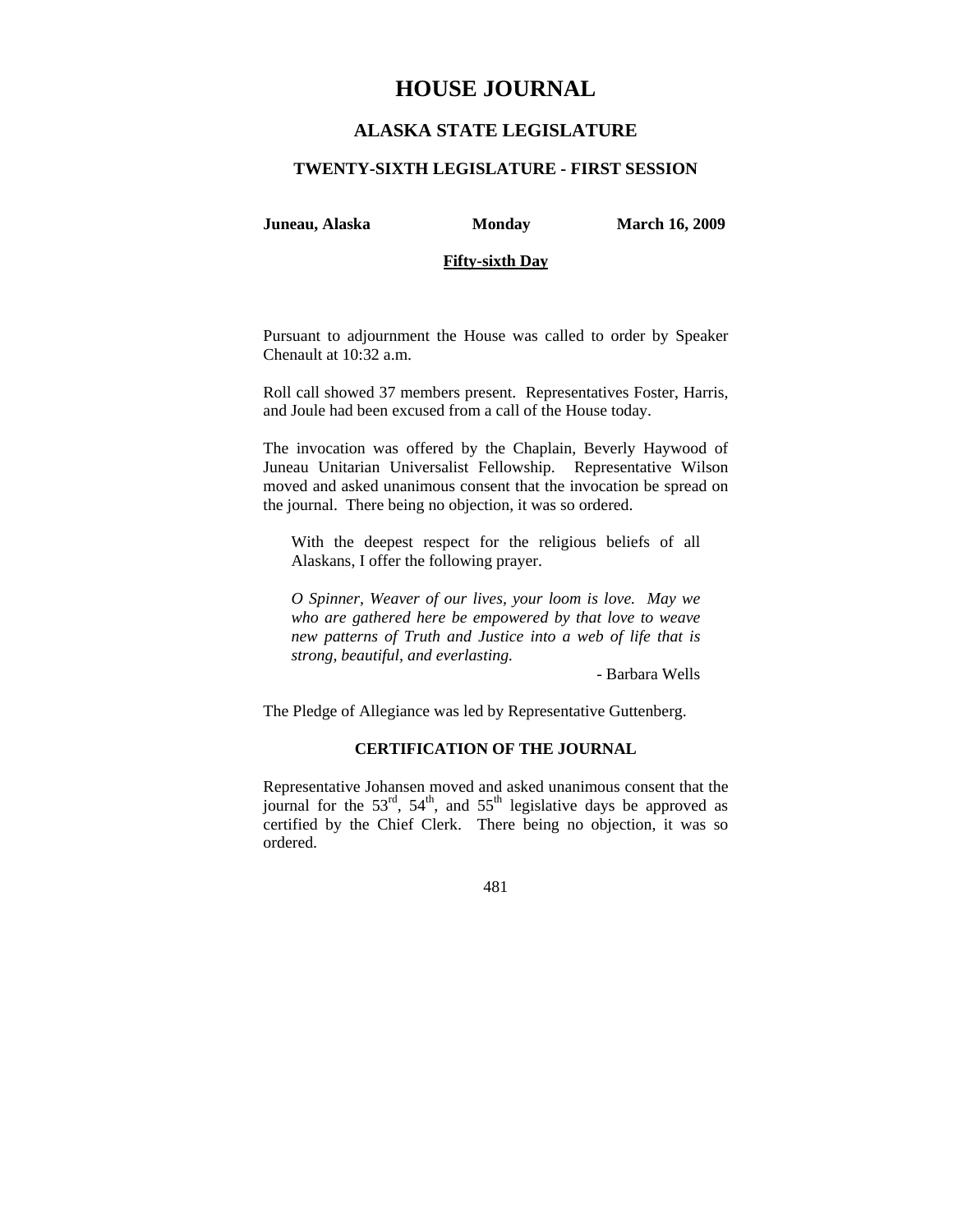# HOUSE JOURNAL

## ALASKA STATE LEGISLATURE

### TWENTY-SIXTH LEGISLATURE - FIRST SESSION

**Juneau, Alaska** **Monday** **March 16, 2009**

**Fifty-sixth Day**

Pursuant to adjournment the House was called to order by Speaker Chenault at 10:32 a.m.

Roll call showed 37 members present. Representatives Foster, Harris, and Joule had been excused from a call of the House today.

The invocation was offered by the Chaplain, Beverly Haywood of Juneau Unitarian Universalist Fellowship. Representative Wilson moved and asked unanimous consent that the invocation be spread on the journal. There being no objection, it was so ordered.

> With the deepest respect for the religious beliefs of all Alaskans, I offer the following prayer.
>
> *O Spinner, Weaver of our lives, your loom is love. May we who are gathered here be empowered by that love to weave new patterns of Truth and Justice into a web of life that is strong, beautiful, and everlasting.*
>
> \- Barbara Wells

The Pledge of Allegiance was led by Representative Guttenberg.

**CERTIFICATION OF THE JOURNAL**

Representative Johansen moved and asked unanimous consent that the journal for the 53rd, 54th, and 55th legislative days be approved as certified by the Chief Clerk. There being no objection, it was so ordered.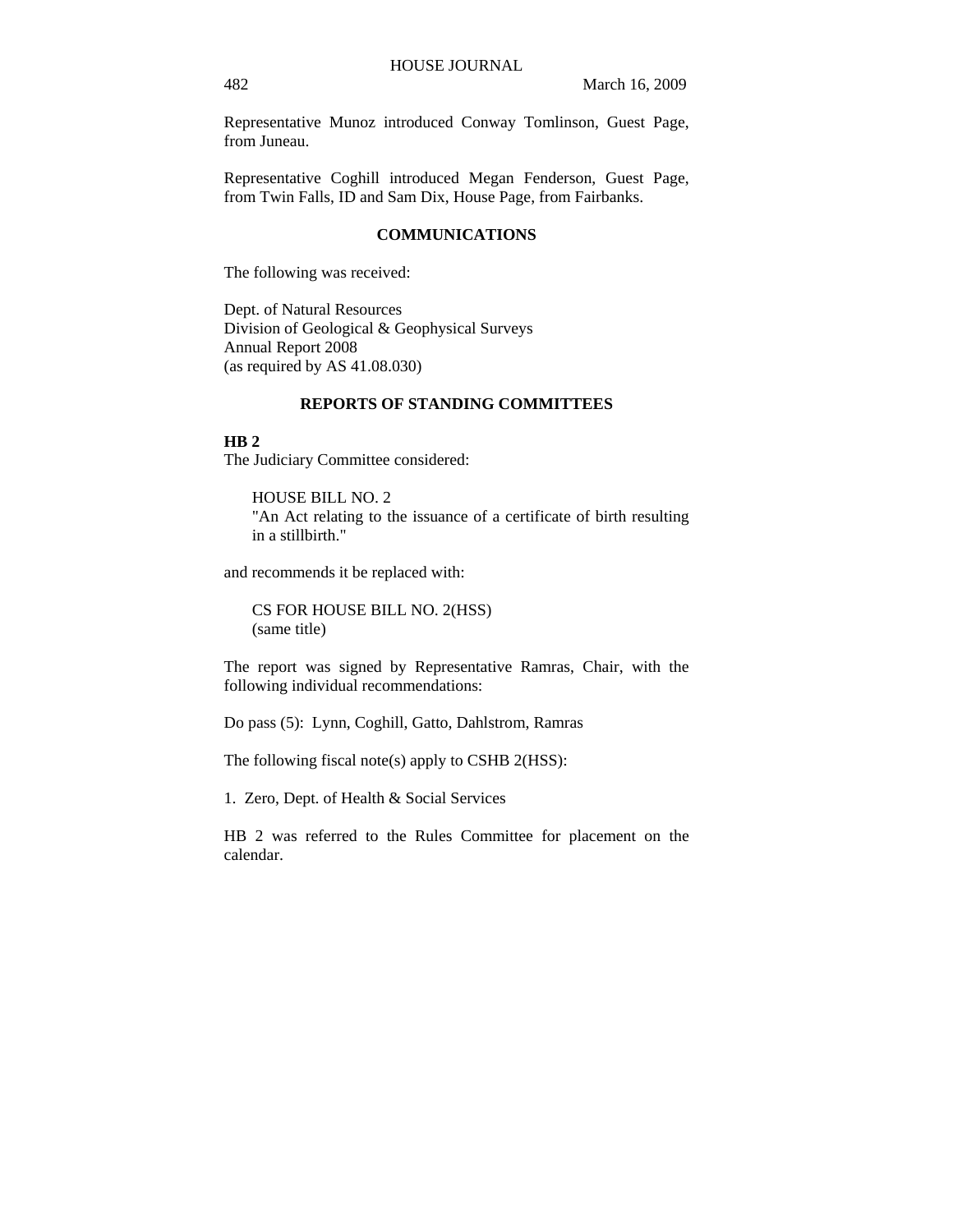Representative Munoz introduced Conway Tomlinson, Guest Page, from Juneau.

Representative Coghill introduced Megan Fenderson, Guest Page, from Twin Falls, ID and Sam Dix, House Page, from Fairbanks.

## COMMUNICATIONS

The following was received:

Dept. of Natural Resources
Division of Geological & Geophysical Surveys
Annual Report 2008
(as required by AS 41.08.030)

## REPORTS OF STANDING COMMITTEES

**HB 2**
The Judiciary Committee considered:

> HOUSE BILL NO. 2
> "An Act relating to the issuance of a certificate of birth resulting in a stillbirth."

and recommends it be replaced with:

> CS FOR HOUSE BILL NO. 2(HSS)
> (same title)

The report was signed by Representative Ramras, Chair, with the following individual recommendations:

Do pass (5): Lynn, Coghill, Gatto, Dahlstrom, Ramras

The following fiscal note(s) apply to CSHB 2(HSS):

1. Zero, Dept. of Health & Social Services

HB 2 was referred to the Rules Committee for placement on the calendar.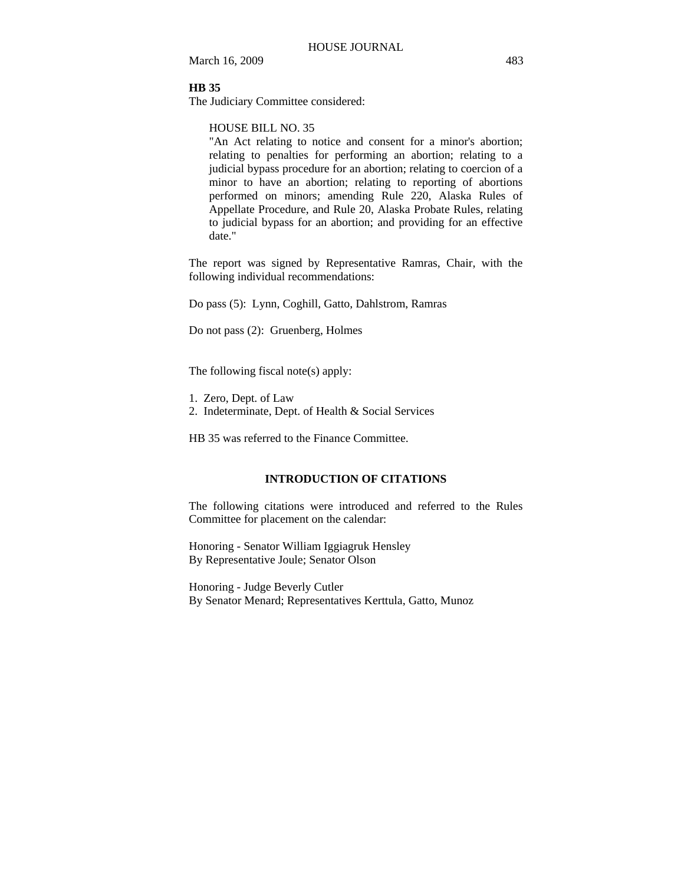**HB 35**

The Judiciary Committee considered:

> HOUSE BILL NO. 35
> "An Act relating to notice and consent for a minor's abortion; relating to penalties for performing an abortion; relating to a judicial bypass procedure for an abortion; relating to coercion of a minor to have an abortion; relating to reporting of abortions performed on minors; amending Rule 220, Alaska Rules of Appellate Procedure, and Rule 20, Alaska Probate Rules, relating to judicial bypass for an abortion; and providing for an effective date."

The report was signed by Representative Ramras, Chair, with the following individual recommendations:

Do pass (5): Lynn, Coghill, Gatto, Dahlstrom, Ramras

Do not pass (2): Gruenberg, Holmes

The following fiscal note(s) apply:

1. Zero, Dept. of Law
2. Indeterminate, Dept. of Health & Social Services

HB 35 was referred to the Finance Committee.

## INTRODUCTION OF CITATIONS

The following citations were introduced and referred to the Rules Committee for placement on the calendar:

Honoring - Senator William Iggiagruk Hensley
By Representative Joule; Senator Olson

Honoring - Judge Beverly Cutler
By Senator Menard; Representatives Kerttula, Gatto, Munoz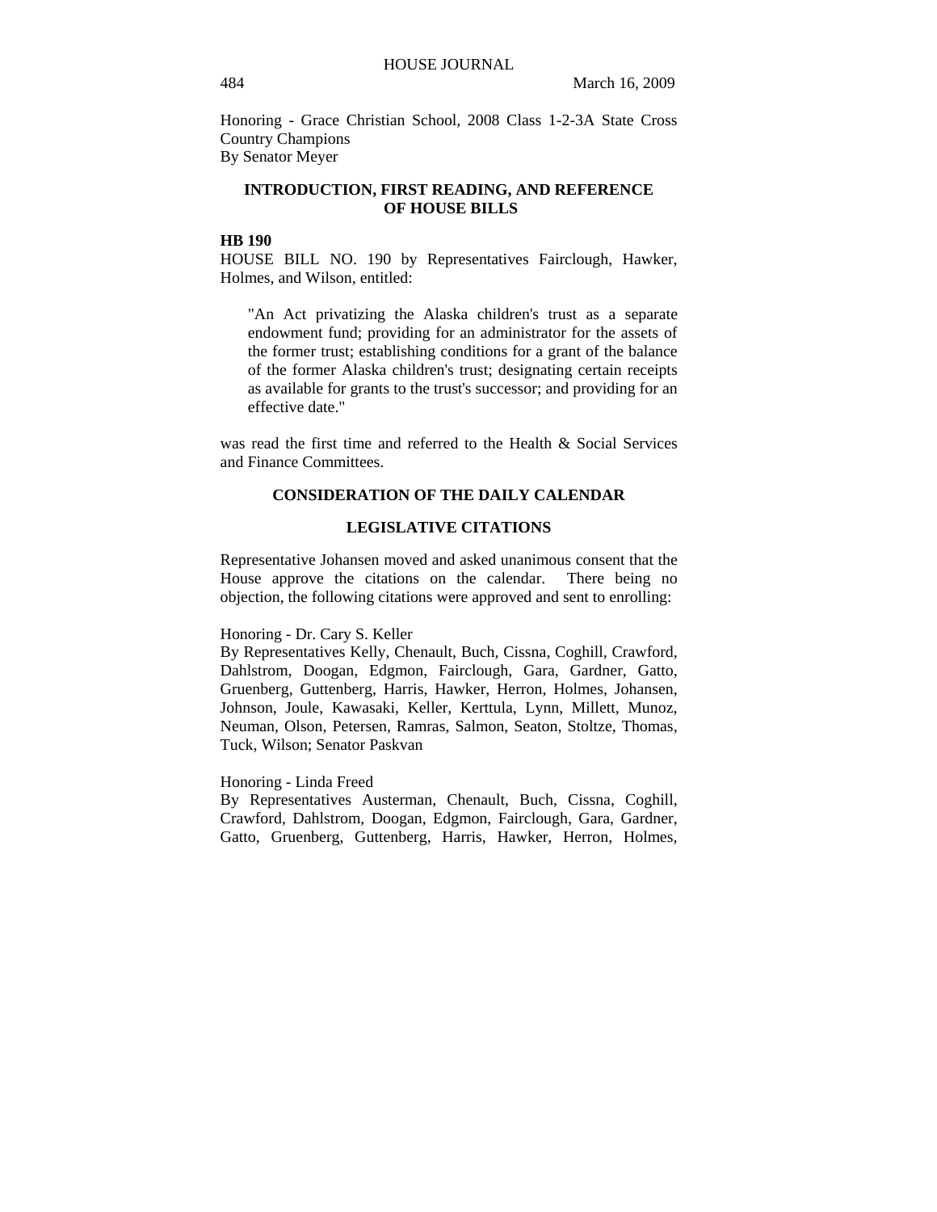Honoring - Grace Christian School, 2008 Class 1-2-3A State Cross Country Champions
By Senator Meyer

**INTRODUCTION, FIRST READING, AND REFERENCE OF HOUSE BILLS**

**HB 190**

HOUSE BILL NO. 190 by Representatives Fairclough, Hawker, Holmes, and Wilson, entitled:

> "An Act privatizing the Alaska children's trust as a separate endowment fund; providing for an administrator for the assets of the former trust; establishing conditions for a grant of the balance of the former Alaska children's trust; designating certain receipts as available for grants to the trust's successor; and providing for an effective date."

was read the first time and referred to the Health & Social Services and Finance Committees.

**CONSIDERATION OF THE DAILY CALENDAR**

**LEGISLATIVE CITATIONS**

Representative Johansen moved and asked unanimous consent that the House approve the citations on the calendar. There being no objection, the following citations were approved and sent to enrolling:

Honoring - Dr. Cary S. Keller
By Representatives Kelly, Chenault, Buch, Cissna, Coghill, Crawford, Dahlstrom, Doogan, Edgmon, Fairclough, Gara, Gardner, Gatto, Gruenberg, Guttenberg, Harris, Hawker, Herron, Holmes, Johansen, Johnson, Joule, Kawasaki, Keller, Kerttula, Lynn, Millett, Munoz, Neuman, Olson, Petersen, Ramras, Salmon, Seaton, Stoltze, Thomas, Tuck, Wilson; Senator Paskvan

Honoring - Linda Freed
By Representatives Austerman, Chenault, Buch, Cissna, Coghill, Crawford, Dahlstrom, Doogan, Edgmon, Fairclough, Gara, Gardner, Gatto, Gruenberg, Guttenberg, Harris, Hawker, Herron, Holmes,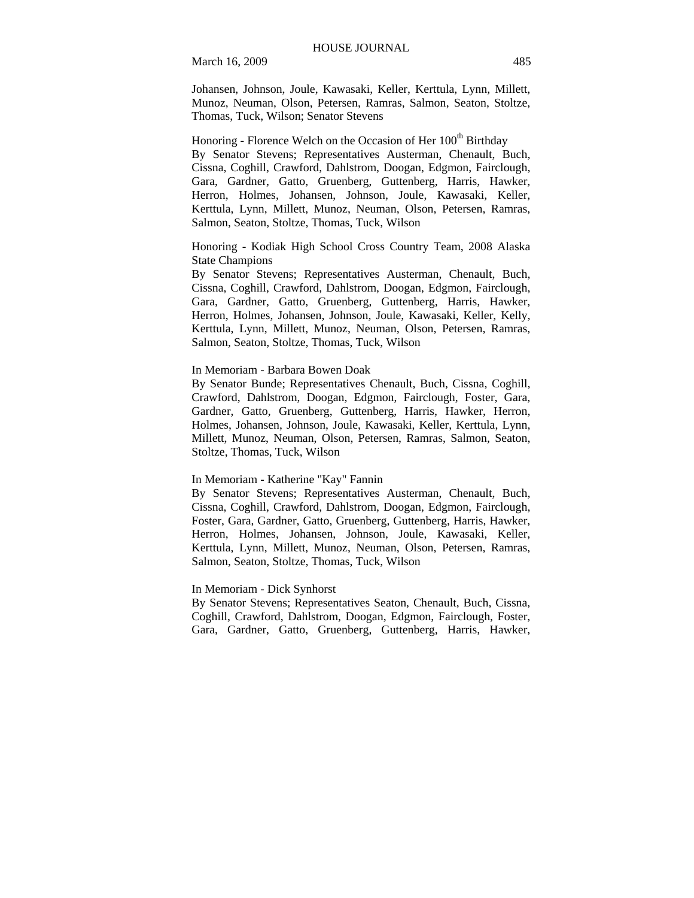Johansen, Johnson, Joule, Kawasaki, Keller, Kerttula, Lynn, Millett, Munoz, Neuman, Olson, Petersen, Ramras, Salmon, Seaton, Stoltze, Thomas, Tuck, Wilson; Senator Stevens

Honoring - Florence Welch on the Occasion of Her 100th Birthday
By Senator Stevens; Representatives Austerman, Chenault, Buch, Cissna, Coghill, Crawford, Dahlstrom, Doogan, Edgmon, Fairclough, Gara, Gardner, Gatto, Gruenberg, Guttenberg, Harris, Hawker, Herron, Holmes, Johansen, Johnson, Joule, Kawasaki, Keller, Kerttula, Lynn, Millett, Munoz, Neuman, Olson, Petersen, Ramras, Salmon, Seaton, Stoltze, Thomas, Tuck, Wilson

Honoring - Kodiak High School Cross Country Team, 2008 Alaska State Champions
By Senator Stevens; Representatives Austerman, Chenault, Buch, Cissna, Coghill, Crawford, Dahlstrom, Doogan, Edgmon, Fairclough, Gara, Gardner, Gatto, Gruenberg, Guttenberg, Harris, Hawker, Herron, Holmes, Johansen, Johnson, Joule, Kawasaki, Keller, Kelly, Kerttula, Lynn, Millett, Munoz, Neuman, Olson, Petersen, Ramras, Salmon, Seaton, Stoltze, Thomas, Tuck, Wilson

In Memoriam - Barbara Bowen Doak
By Senator Bunde; Representatives Chenault, Buch, Cissna, Coghill, Crawford, Dahlstrom, Doogan, Edgmon, Fairclough, Foster, Gara, Gardner, Gatto, Gruenberg, Guttenberg, Harris, Hawker, Herron, Holmes, Johansen, Johnson, Joule, Kawasaki, Keller, Kerttula, Lynn, Millett, Munoz, Neuman, Olson, Petersen, Ramras, Salmon, Seaton, Stoltze, Thomas, Tuck, Wilson

In Memoriam - Katherine "Kay" Fannin
By Senator Stevens; Representatives Austerman, Chenault, Buch, Cissna, Coghill, Crawford, Dahlstrom, Doogan, Edgmon, Fairclough, Foster, Gara, Gardner, Gatto, Gruenberg, Guttenberg, Harris, Hawker, Herron, Holmes, Johansen, Johnson, Joule, Kawasaki, Keller, Kerttula, Lynn, Millett, Munoz, Neuman, Olson, Petersen, Ramras, Salmon, Seaton, Stoltze, Thomas, Tuck, Wilson

In Memoriam - Dick Synhorst
By Senator Stevens; Representatives Seaton, Chenault, Buch, Cissna, Coghill, Crawford, Dahlstrom, Doogan, Edgmon, Fairclough, Foster, Gara, Gardner, Gatto, Gruenberg, Guttenberg, Harris, Hawker,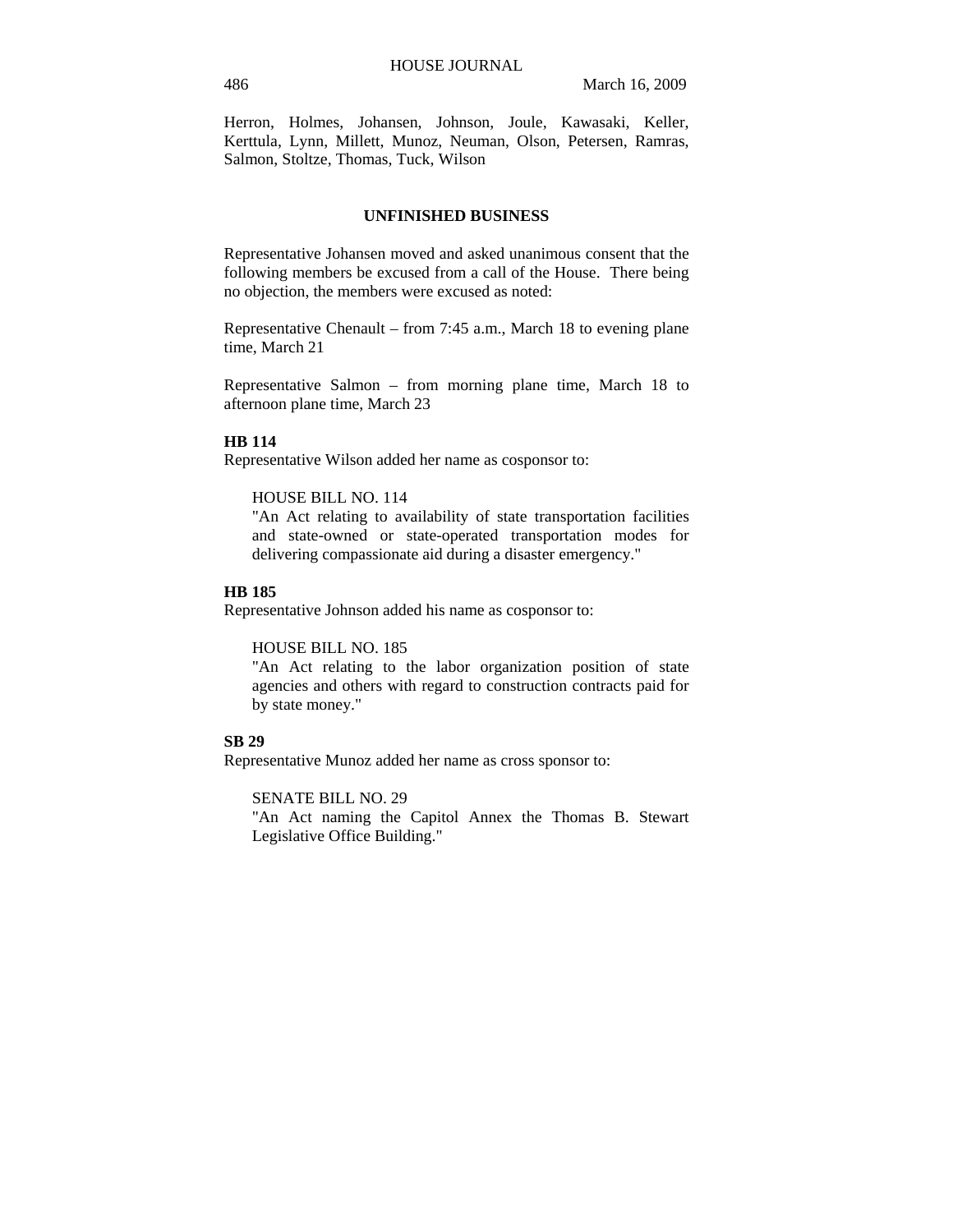Herron, Holmes, Johansen, Johnson, Joule, Kawasaki, Keller, Kerttula, Lynn, Millett, Munoz, Neuman, Olson, Petersen, Ramras, Salmon, Stoltze, Thomas, Tuck, Wilson

## UNFINISHED BUSINESS

Representative Johansen moved and asked unanimous consent that the following members be excused from a call of the House. There being no objection, the members were excused as noted:

Representative Chenault – from 7:45 a.m., March 18 to evening plane time, March 21

Representative Salmon – from morning plane time, March 18 to afternoon plane time, March 23

**HB 114**
Representative Wilson added her name as cosponsor to:

> HOUSE BILL NO. 114
> "An Act relating to availability of state transportation facilities and state-owned or state-operated transportation modes for delivering compassionate aid during a disaster emergency."

**HB 185**
Representative Johnson added his name as cosponsor to:

> HOUSE BILL NO. 185
> "An Act relating to the labor organization position of state agencies and others with regard to construction contracts paid for by state money."

**SB 29**
Representative Munoz added her name as cross sponsor to:

> SENATE BILL NO. 29
> "An Act naming the Capitol Annex the Thomas B. Stewart Legislative Office Building."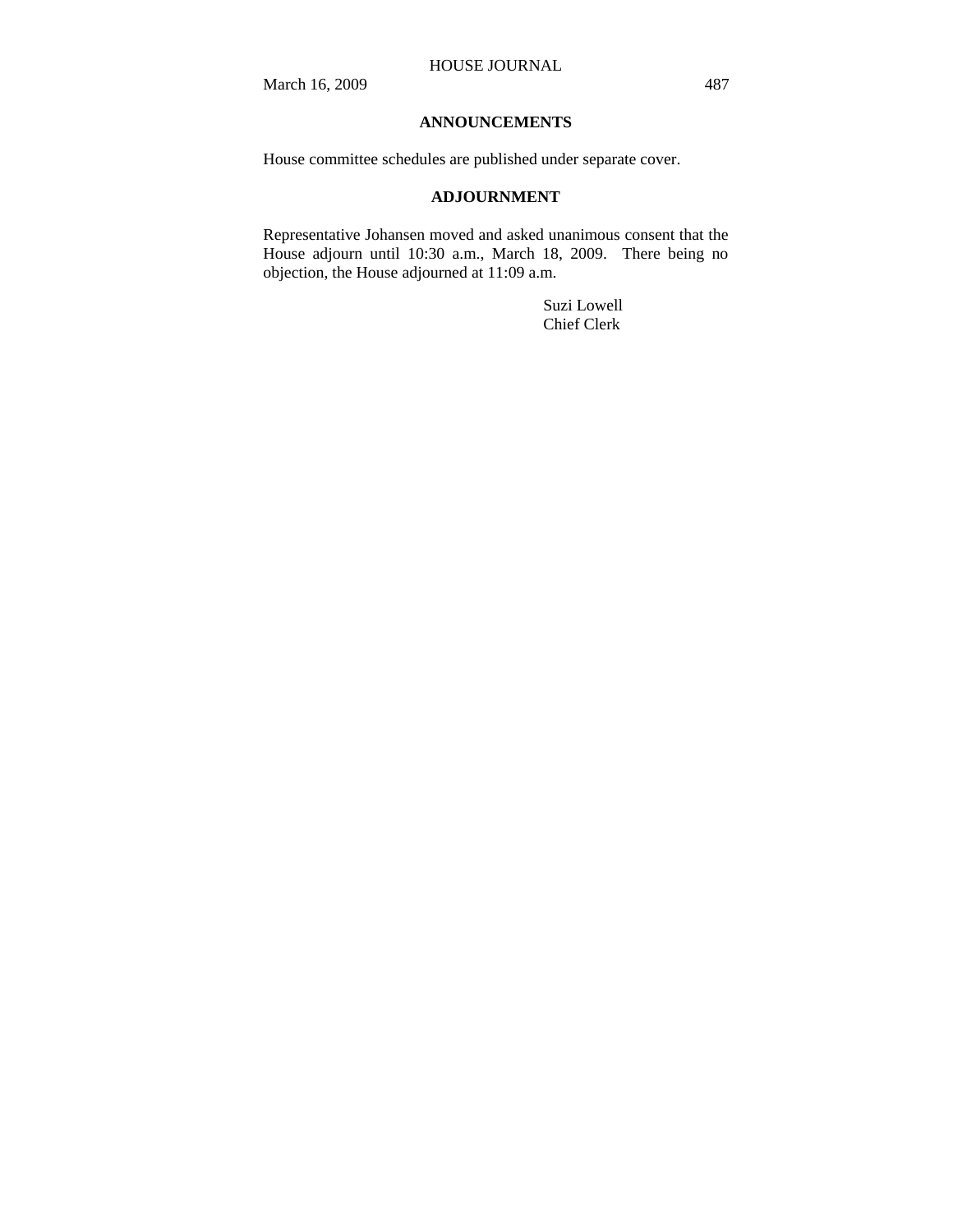## ANNOUNCEMENTS

House committee schedules are published under separate cover.

## ADJOURNMENT

Representative Johansen moved and asked unanimous consent that the House adjourn until 10:30 a.m., March 18, 2009. There being no objection, the House adjourned at 11:09 a.m.

Suzi Lowell
Chief Clerk